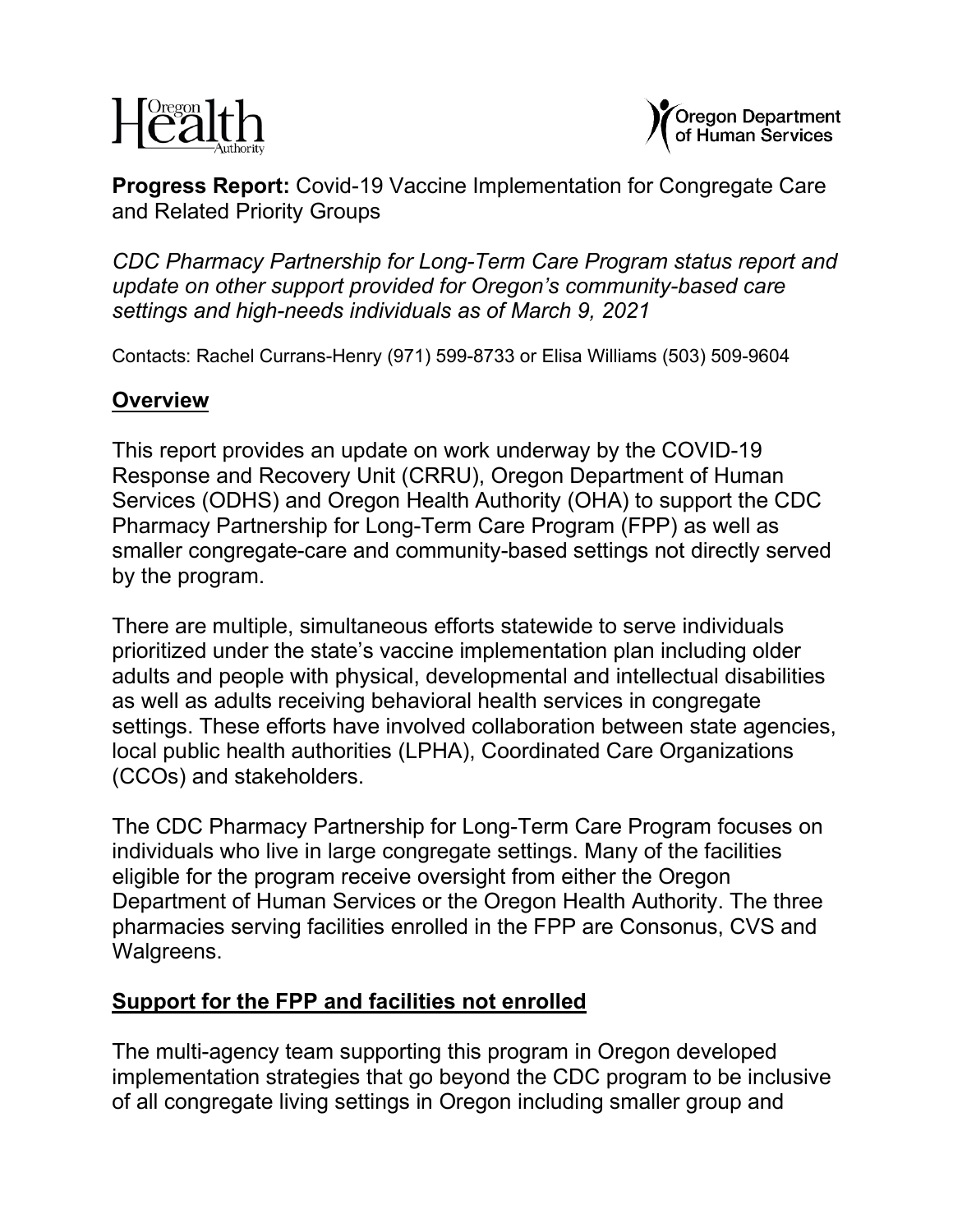**Progress Report:** Covid-19 Vaccine Implementation for Congregate Care and Related Priority Groups

*CDC Pharmacy Partnership for Long-Term Care Program status report and update on other support provided for Oregon's community-based care settings and high-needs individuals as of March 9, 2021*

Contacts: Rachel Currans-Henry (971) 599-8733 or Elisa Williams (503) 509-9604

## Overview

This report provides an update on work underway by the COVID-19 Response and Recovery Unit (CRRU), Oregon Department of Human Services (ODHS) and Oregon Health Authority (OHA) to support the CDC Pharmacy Partnership for Long-Term Care Program (FPP) as well as smaller congregate-care and community-based settings not directly served by the program.

There are multiple, simultaneous efforts statewide to serve individuals prioritized under the state's vaccine implementation plan including older adults and people with physical, developmental and intellectual disabilities as well as adults receiving behavioral health services in congregate settings. These efforts have involved collaboration between state agencies, local public health authorities (LPHA), Coordinated Care Organizations (CCOs) and stakeholders.

The CDC Pharmacy Partnership for Long-Term Care Program focuses on individuals who live in large congregate settings. Many of the facilities eligible for the program receive oversight from either the Oregon Department of Human Services or the Oregon Health Authority. The three pharmacies serving facilities enrolled in the FPP are Consonus, CVS and Walgreens.

## Support for the FPP and facilities not enrolled

The multi-agency team supporting this program in Oregon developed implementation strategies that go beyond the CDC program to be inclusive of all congregate living settings in Oregon including smaller group and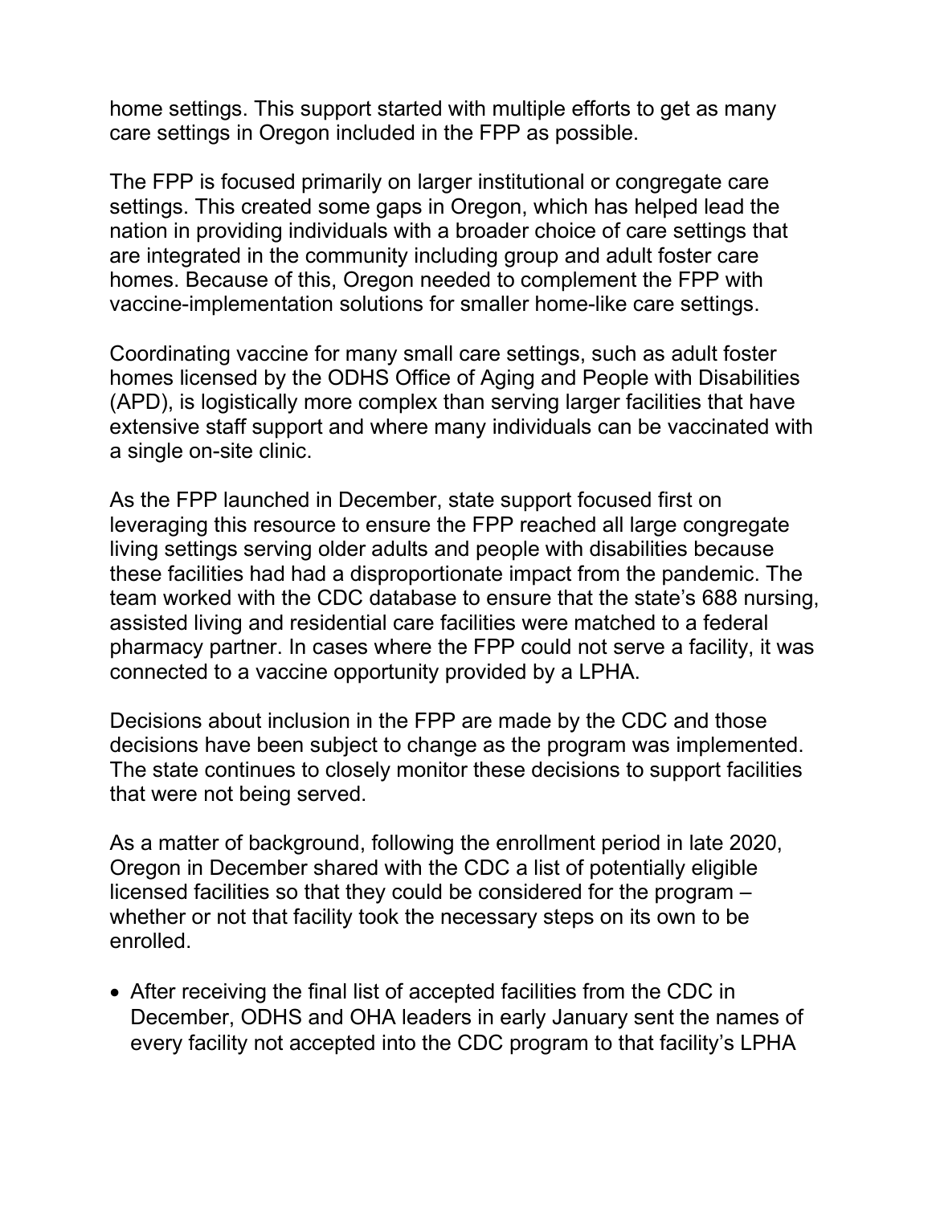home settings. This support started with multiple efforts to get as many care settings in Oregon included in the FPP as possible.

The FPP is focused primarily on larger institutional or congregate care settings. This created some gaps in Oregon, which has helped lead the nation in providing individuals with a broader choice of care settings that are integrated in the community including group and adult foster care homes. Because of this, Oregon needed to complement the FPP with vaccine-implementation solutions for smaller home-like care settings.

Coordinating vaccine for many small care settings, such as adult foster homes licensed by the ODHS Office of Aging and People with Disabilities (APD), is logistically more complex than serving larger facilities that have extensive staff support and where many individuals can be vaccinated with a single on-site clinic.

As the FPP launched in December, state support focused first on leveraging this resource to ensure the FPP reached all large congregate living settings serving older adults and people with disabilities because these facilities had had a disproportionate impact from the pandemic. The team worked with the CDC database to ensure that the state's 688 nursing, assisted living and residential care facilities were matched to a federal pharmacy partner. In cases where the FPP could not serve a facility, it was connected to a vaccine opportunity provided by a LPHA.

Decisions about inclusion in the FPP are made by the CDC and those decisions have been subject to change as the program was implemented. The state continues to closely monitor these decisions to support facilities that were not being served.

As a matter of background, following the enrollment period in late 2020, Oregon in December shared with the CDC a list of potentially eligible licensed facilities so that they could be considered for the program – whether or not that facility took the necessary steps on its own to be enrolled.

- After receiving the final list of accepted facilities from the CDC in December, ODHS and OHA leaders in early January sent the names of every facility not accepted into the CDC program to that facility's LPHA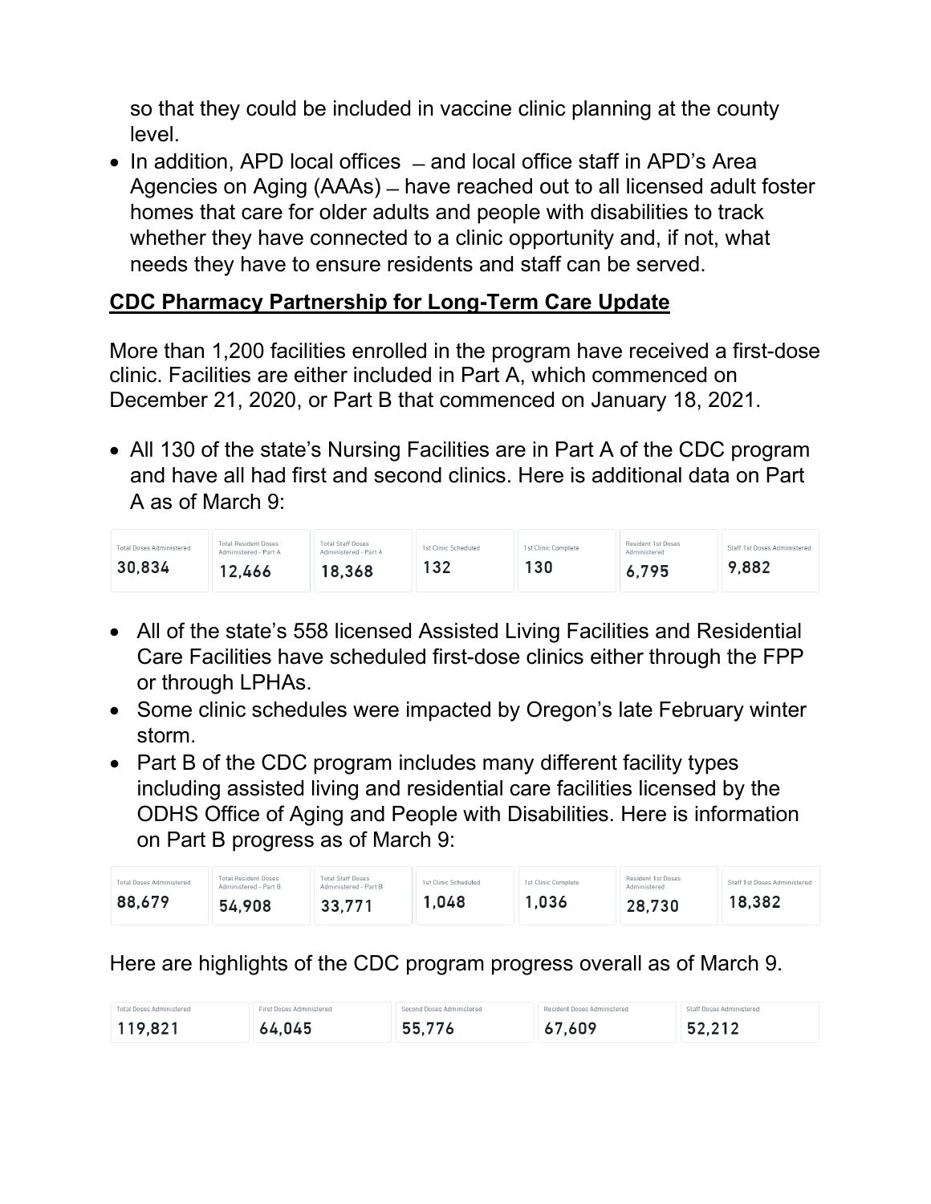so that they could be included in vaccine clinic planning at the county level.

- In addition, APD local offices – and local office staff in APD's Area Agencies on Aging (AAAs) – have reached out to all licensed adult foster homes that care for older adults and people with disabilities to track whether they have connected to a clinic opportunity and, if not, what needs they have to ensure residents and staff can be served.

## CDC Pharmacy Partnership for Long-Term Care Update

More than 1,200 facilities enrolled in the program have received a first-dose clinic. Facilities are either included in Part A, which commenced on December 21, 2020, or Part B that commenced on January 18, 2021.

- All 130 of the state's Nursing Facilities are in Part A of the CDC program and have all had first and second clinics. Here is additional data on Part A as of March 9:

| Total Doses Administered | Total Resident Doses Administered - Part A | Total Staff Doses Administered - Part A | 1st Clinic Scheduled | 1st Clinic Complete | Resident 1st Doses Administered | Staff 1st Doses Administered |
|---|---|---|---|---|---|---|
| 30,834 | 12,466 | 18,368 | 132 | 130 | 6,795 | 9,882 |

- All of the state's 558 licensed Assisted Living Facilities and Residential Care Facilities have scheduled first-dose clinics either through the FPP or through LPHAs.
- Some clinic schedules were impacted by Oregon's late February winter storm.
- Part B of the CDC program includes many different facility types including assisted living and residential care facilities licensed by the ODHS Office of Aging and People with Disabilities. Here is information on Part B progress as of March 9:

| Total Doses Administered | Total Resident Doses Administered - Part B | Total Staff Doses Administered - Part B | 1st Clinic Scheduled | 1st Clinic Complete | Resident 1st Doses Administered | Staff 1st Doses Administered |
|---|---|---|---|---|---|---|
| 88,679 | 54,908 | 33,771 | 1,048 | 1,036 | 28,730 | 18,382 |

Here are highlights of the CDC program progress overall as of March 9.

| Total Doses Administered | First Doses Administered | Second Doses Administered | Resident Doses Administered | Staff Doses Administered |
|---|---|---|---|---|
| 119,821 | 64,045 | 55,776 | 67,609 | 52,212 |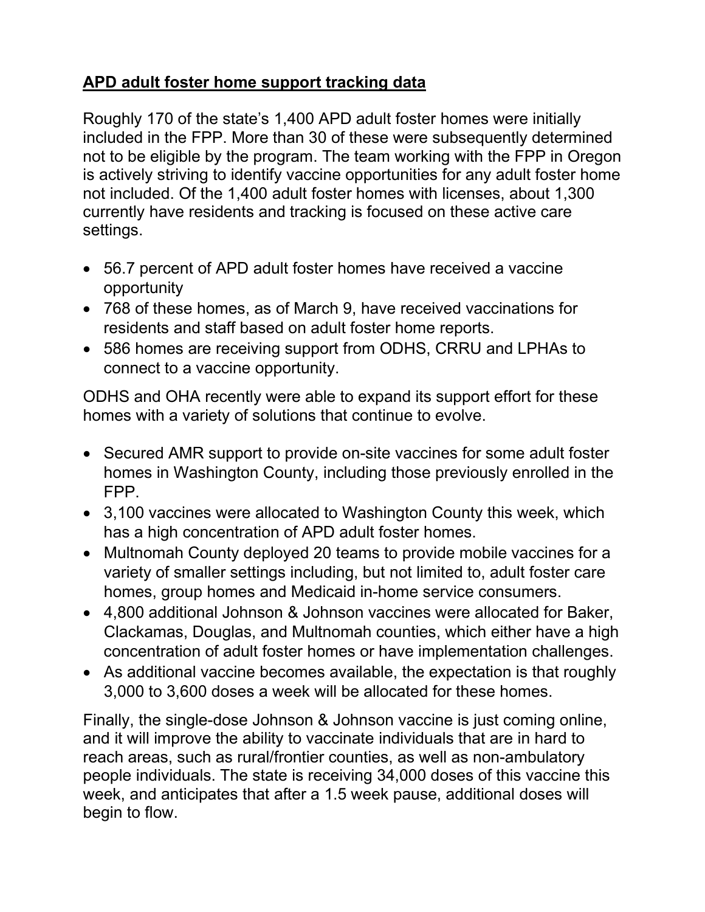**APD adult foster home support tracking data**

Roughly 170 of the state's 1,400 APD adult foster homes were initially included in the FPP. More than 30 of these were subsequently determined not to be eligible by the program. The team working with the FPP in Oregon is actively striving to identify vaccine opportunities for any adult foster home not included. Of the 1,400 adult foster homes with licenses, about 1,300 currently have residents and tracking is focused on these active care settings.

- 56.7 percent of APD adult foster homes have received a vaccine opportunity
- 768 of these homes, as of March 9, have received vaccinations for residents and staff based on adult foster home reports.
- 586 homes are receiving support from ODHS, CRRU and LPHAs to connect to a vaccine opportunity.

ODHS and OHA recently were able to expand its support effort for these homes with a variety of solutions that continue to evolve.

- Secured AMR support to provide on-site vaccines for some adult foster homes in Washington County, including those previously enrolled in the FPP.
- 3,100 vaccines were allocated to Washington County this week, which has a high concentration of APD adult foster homes.
- Multnomah County deployed 20 teams to provide mobile vaccines for a variety of smaller settings including, but not limited to, adult foster care homes, group homes and Medicaid in-home service consumers.
- 4,800 additional Johnson & Johnson vaccines were allocated for Baker, Clackamas, Douglas, and Multnomah counties, which either have a high concentration of adult foster homes or have implementation challenges.
- As additional vaccine becomes available, the expectation is that roughly 3,000 to 3,600 doses a week will be allocated for these homes.

Finally, the single-dose Johnson & Johnson vaccine is just coming online, and it will improve the ability to vaccinate individuals that are in hard to reach areas, such as rural/frontier counties, as well as non-ambulatory people individuals. The state is receiving 34,000 doses of this vaccine this week, and anticipates that after a 1.5 week pause, additional doses will begin to flow.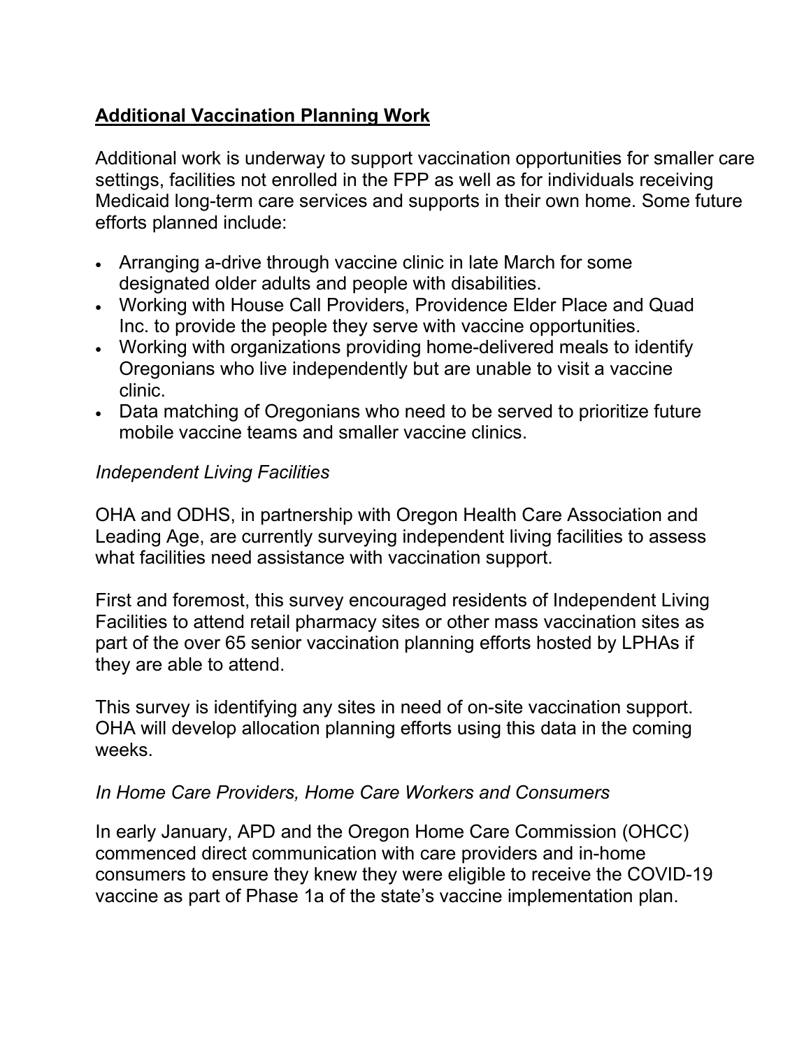## **Additional Vaccination Planning Work**

Additional work is underway to support vaccination opportunities for smaller care settings, facilities not enrolled in the FPP as well as for individuals receiving Medicaid long-term care services and supports in their own home. Some future efforts planned include:

- Arranging a-drive through vaccine clinic in late March for some designated older adults and people with disabilities.
- Working with House Call Providers, Providence Elder Place and Quad Inc. to provide the people they serve with vaccine opportunities.
- Working with organizations providing home-delivered meals to identify Oregonians who live independently but are unable to visit a vaccine clinic.
- Data matching of Oregonians who need to be served to prioritize future mobile vaccine teams and smaller vaccine clinics.

*Independent Living Facilities*

OHA and ODHS, in partnership with Oregon Health Care Association and Leading Age, are currently surveying independent living facilities to assess what facilities need assistance with vaccination support.

First and foremost, this survey encouraged residents of Independent Living Facilities to attend retail pharmacy sites or other mass vaccination sites as part of the over 65 senior vaccination planning efforts hosted by LPHAs if they are able to attend.

This survey is identifying any sites in need of on-site vaccination support. OHA will develop allocation planning efforts using this data in the coming weeks.

*In Home Care Providers, Home Care Workers and Consumers*

In early January, APD and the Oregon Home Care Commission (OHCC) commenced direct communication with care providers and in-home consumers to ensure they knew they were eligible to receive the COVID-19 vaccine as part of Phase 1a of the state's vaccine implementation plan.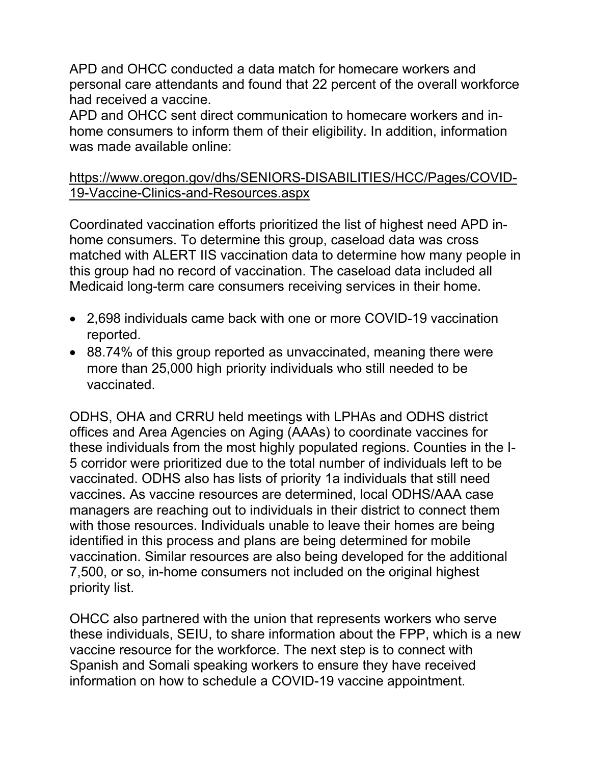APD and OHCC conducted a data match for homecare workers and personal care attendants and found that 22 percent of the overall workforce had received a vaccine.

APD and OHCC sent direct communication to homecare workers and in-home consumers to inform them of their eligibility. In addition, information was made available online:

https://www.oregon.gov/dhs/SENIORS-DISABILITIES/HCC/Pages/COVID-19-Vaccine-Clinics-and-Resources.aspx

Coordinated vaccination efforts prioritized the list of highest need APD in-home consumers. To determine this group, caseload data was cross matched with ALERT IIS vaccination data to determine how many people in this group had no record of vaccination. The caseload data included all Medicaid long-term care consumers receiving services in their home.

- 2,698 individuals came back with one or more COVID-19 vaccination reported.
- 88.74% of this group reported as unvaccinated, meaning there were more than 25,000 high priority individuals who still needed to be vaccinated.

ODHS, OHA and CRRU held meetings with LPHAs and ODHS district offices and Area Agencies on Aging (AAAs) to coordinate vaccines for these individuals from the most highly populated regions. Counties in the I-5 corridor were prioritized due to the total number of individuals left to be vaccinated. ODHS also has lists of priority 1a individuals that still need vaccines. As vaccine resources are determined, local ODHS/AAA case managers are reaching out to individuals in their district to connect them with those resources. Individuals unable to leave their homes are being identified in this process and plans are being determined for mobile vaccination. Similar resources are also being developed for the additional 7,500, or so, in-home consumers not included on the original highest priority list.

OHCC also partnered with the union that represents workers who serve these individuals, SEIU, to share information about the FPP, which is a new vaccine resource for the workforce. The next step is to connect with Spanish and Somali speaking workers to ensure they have received information on how to schedule a COVID-19 vaccine appointment.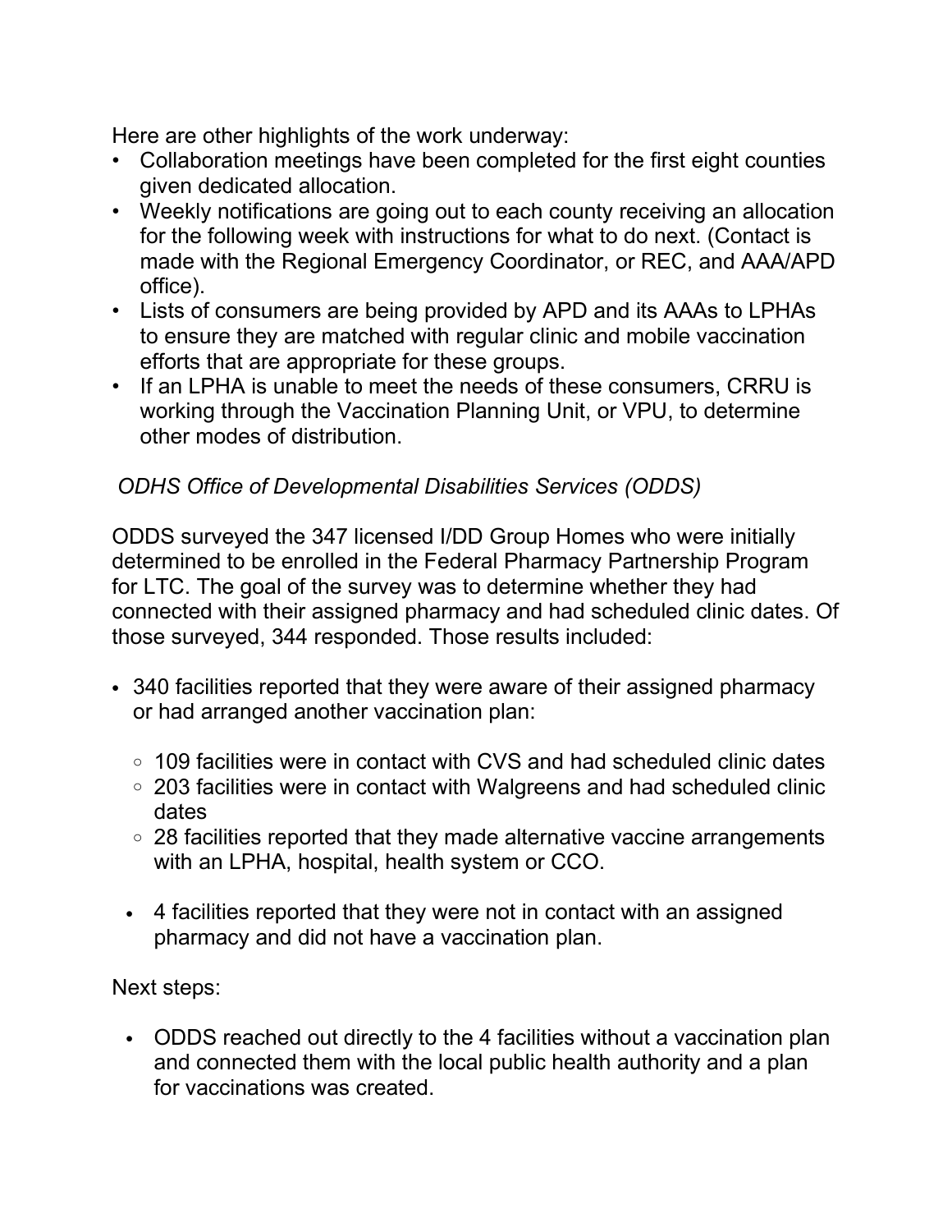Here are other highlights of the work underway:

- Collaboration meetings have been completed for the first eight counties given dedicated allocation.
- Weekly notifications are going out to each county receiving an allocation for the following week with instructions for what to do next. (Contact is made with the Regional Emergency Coordinator, or REC, and AAA/APD office).
- Lists of consumers are being provided by APD and its AAAs to LPHAs to ensure they are matched with regular clinic and mobile vaccination efforts that are appropriate for these groups.
- If an LPHA is unable to meet the needs of these consumers, CRRU is working through the Vaccination Planning Unit, or VPU, to determine other modes of distribution.

*ODHS Office of Developmental Disabilities Services (ODDS)*

ODDS surveyed the 347 licensed I/DD Group Homes who were initially determined to be enrolled in the Federal Pharmacy Partnership Program for LTC. The goal of the survey was to determine whether they had connected with their assigned pharmacy and had scheduled clinic dates. Of those surveyed, 344 responded. Those results included:

- 340 facilities reported that they were aware of their assigned pharmacy or had arranged another vaccination plan:
  - 109 facilities were in contact with CVS and had scheduled clinic dates
  - 203 facilities were in contact with Walgreens and had scheduled clinic dates
  - 28 facilities reported that they made alternative vaccine arrangements with an LPHA, hospital, health system or CCO.
- 4 facilities reported that they were not in contact with an assigned pharmacy and did not have a vaccination plan.

Next steps:

- ODDS reached out directly to the 4 facilities without a vaccination plan and connected them with the local public health authority and a plan for vaccinations was created.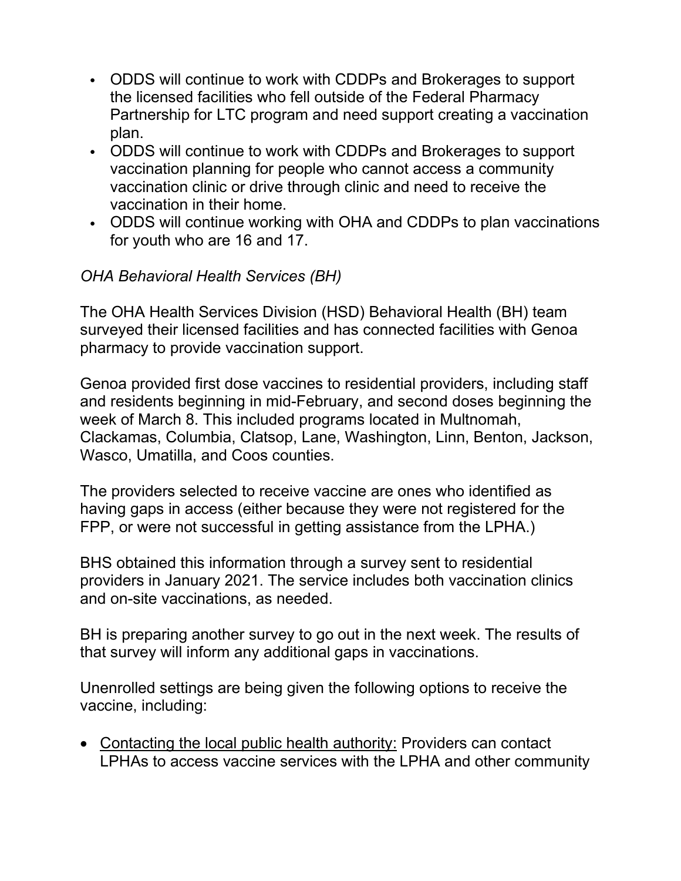- ODDS will continue to work with CDDPs and Brokerages to support the licensed facilities who fell outside of the Federal Pharmacy Partnership for LTC program and need support creating a vaccination plan.
- ODDS will continue to work with CDDPs and Brokerages to support vaccination planning for people who cannot access a community vaccination clinic or drive through clinic and need to receive the vaccination in their home.
- ODDS will continue working with OHA and CDDPs to plan vaccinations for youth who are 16 and 17.

*OHA Behavioral Health Services (BH)*

The OHA Health Services Division (HSD) Behavioral Health (BH) team surveyed their licensed facilities and has connected facilities with Genoa pharmacy to provide vaccination support.

Genoa provided first dose vaccines to residential providers, including staff and residents beginning in mid-February, and second doses beginning the week of March 8. This included programs located in Multnomah, Clackamas, Columbia, Clatsop, Lane, Washington, Linn, Benton, Jackson, Wasco, Umatilla, and Coos counties.

The providers selected to receive vaccine are ones who identified as having gaps in access (either because they were not registered for the FPP, or were not successful in getting assistance from the LPHA.)

BHS obtained this information through a survey sent to residential providers in January 2021. The service includes both vaccination clinics and on-site vaccinations, as needed.

BH is preparing another survey to go out in the next week. The results of that survey will inform any additional gaps in vaccinations.

Unenrolled settings are being given the following options to receive the vaccine, including:

- <u>Contacting the local public health authority:</u> Providers can contact LPHAs to access vaccine services with the LPHA and other community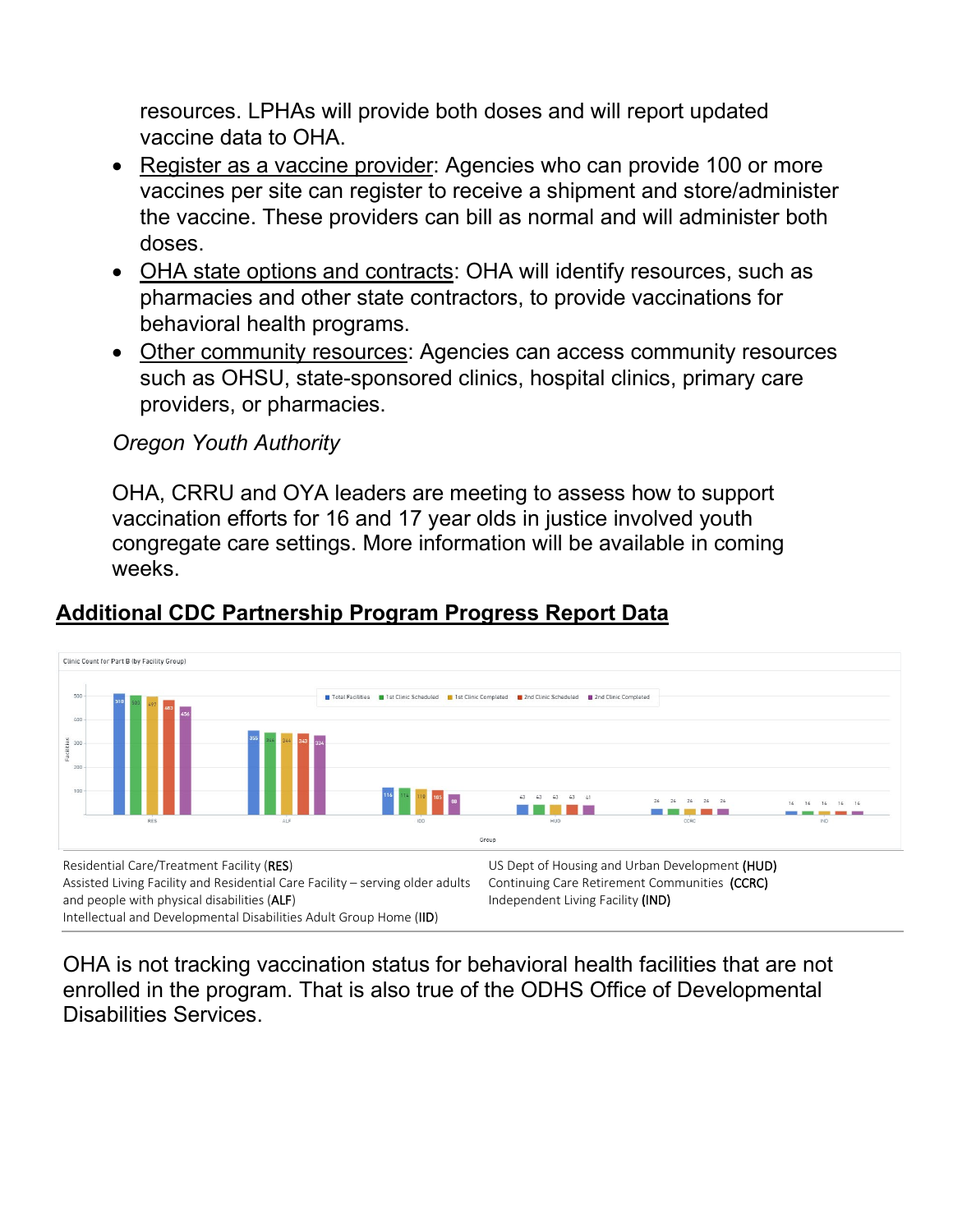resources. LPHAs will provide both doses and will report updated vaccine data to OHA.

- Register as a vaccine provider: Agencies who can provide 100 or more vaccines per site can register to receive a shipment and store/administer the vaccine. These providers can bill as normal and will administer both doses.
- OHA state options and contracts: OHA will identify resources, such as pharmacies and other state contractors, to provide vaccinations for behavioral health programs.
- Other community resources: Agencies can access community resources such as OHSU, state-sponsored clinics, hospital clinics, primary care providers, or pharmacies.

*Oregon Youth Authority*

OHA, CRRU and OYA leaders are meeting to assess how to support vaccination efforts for 16 and 17 year olds in justice involved youth congregate care settings. More information will be available in coming weeks.

## Additional CDC Partnership Program Progress Report Data

Clinic Count for Part B (by Facility Group)

| Group | Total Facilities | 1st Clinic Scheduled | 1st Clinic Completed | 2nd Clinic Scheduled | 2nd Clinic Completed |
|---|---|---|---|---|---|
| RES | 510 | 503 | 497 | 483 | 456 |
| ALF | 355 | 346 | 344 | 343 | 334 |
| IDD | 116 | 114 | 110 | 105 | 88 |
| HUD | 43 | 43 | 43 | 43 | 41 |
| CCRC | 26 | 26 | 26 | 26 | 24 |
| IND | 16 | 16 | 16 | 16 | 16 |

Residential Care/Treatment Facility (**RES**)
Assisted Living Facility and Residential Care Facility – serving older adults and people with physical disabilities (**ALF**)
Intellectual and Developmental Disabilities Adult Group Home (**IID**)
US Dept of Housing and Urban Development (**HUD**)
Continuing Care Retirement Communities (**CCRC**)
Independent Living Facility (**IND**)

OHA is not tracking vaccination status for behavioral health facilities that are not enrolled in the program. That is also true of the ODHS Office of Developmental Disabilities Services.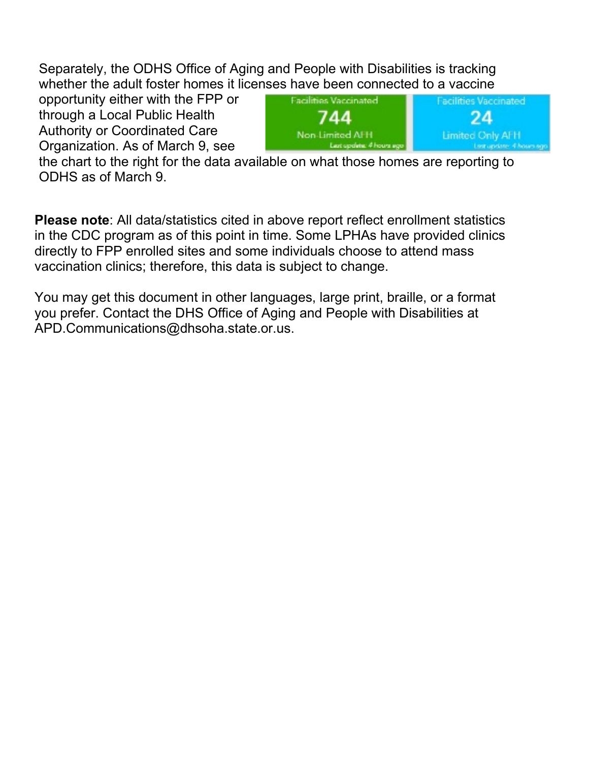Separately, the ODHS Office of Aging and People with Disabilities is tracking whether the adult foster homes it licenses have been connected to a vaccine opportunity either with the FPP or through a Local Public Health Authority or Coordinated Care Organization. As of March 9, see the chart to the right for the data available on what those homes are reporting to ODHS as of March 9.

Facilities Vaccinated
744
Non-Limited AFH
Last update: 4 hours ago

Facilities Vaccinated
24
Limited Only AFH
Last update: 4 hours ago

**Please note**: All data/statistics cited in above report reflect enrollment statistics in the CDC program as of this point in time. Some LPHAs have provided clinics directly to FPP enrolled sites and some individuals choose to attend mass vaccination clinics; therefore, this data is subject to change.

You may get this document in other languages, large print, braille, or a format you prefer. Contact the DHS Office of Aging and People with Disabilities at APD.Communications@dhsoha.state.or.us.